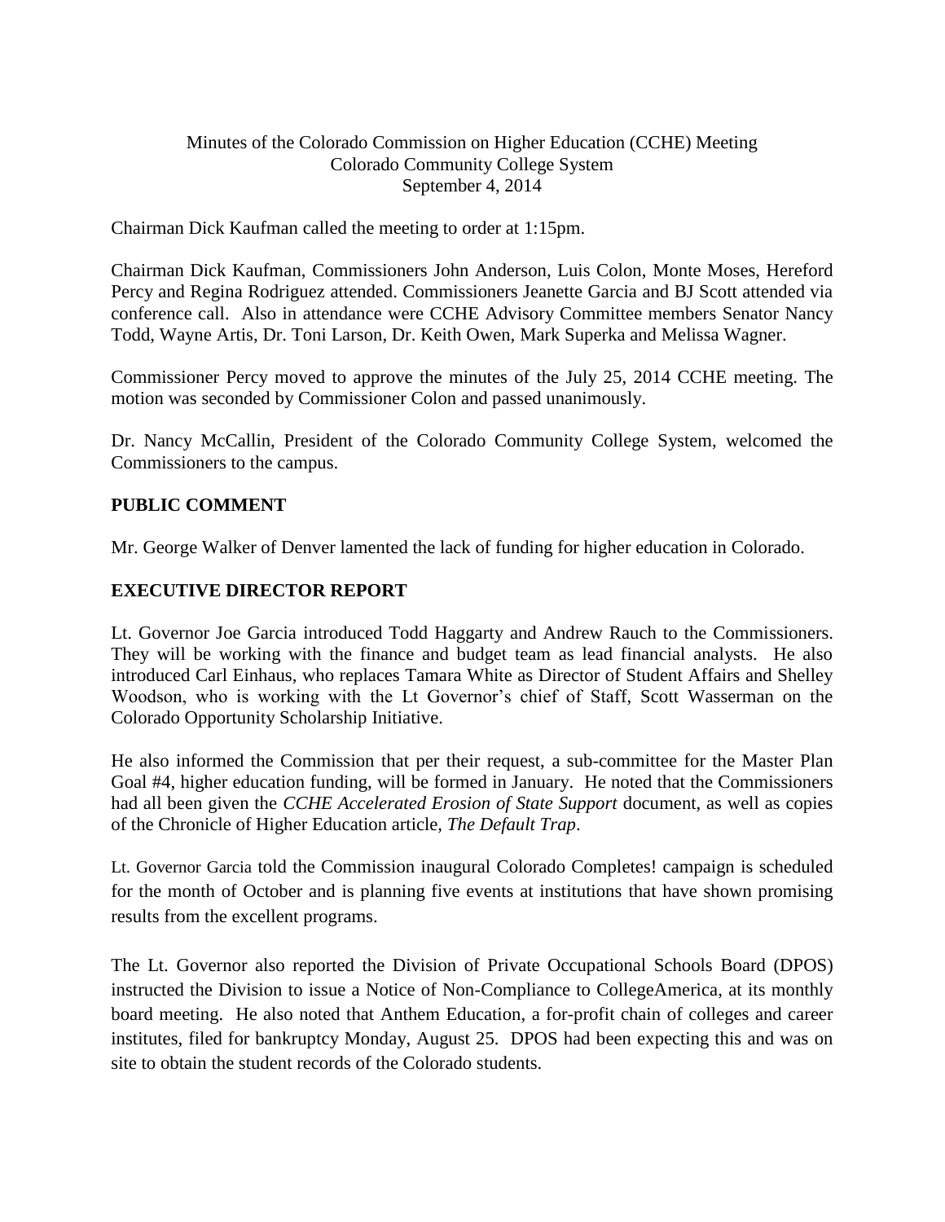Minutes of the Colorado Commission on Higher Education (CCHE) Meeting
Colorado Community College System
September 4, 2014

Chairman Dick Kaufman called the meeting to order at 1:15pm.

Chairman Dick Kaufman, Commissioners John Anderson, Luis Colon, Monte Moses, Hereford Percy and Regina Rodriguez attended. Commissioners Jeanette Garcia and BJ Scott attended via conference call. Also in attendance were CCHE Advisory Committee members Senator Nancy Todd, Wayne Artis, Dr. Toni Larson, Dr. Keith Owen, Mark Superka and Melissa Wagner.

Commissioner Percy moved to approve the minutes of the July 25, 2014 CCHE meeting. The motion was seconded by Commissioner Colon and passed unanimously.

Dr. Nancy McCallin, President of the Colorado Community College System, welcomed the Commissioners to the campus.

## PUBLIC COMMENT

Mr. George Walker of Denver lamented the lack of funding for higher education in Colorado.

## EXECUTIVE DIRECTOR REPORT

Lt. Governor Joe Garcia introduced Todd Haggarty and Andrew Rauch to the Commissioners. They will be working with the finance and budget team as lead financial analysts. He also introduced Carl Einhaus, who replaces Tamara White as Director of Student Affairs and Shelley Woodson, who is working with the Lt Governor's chief of Staff, Scott Wasserman on the Colorado Opportunity Scholarship Initiative.

He also informed the Commission that per their request, a sub-committee for the Master Plan Goal #4, higher education funding, will be formed in January. He noted that the Commissioners had all been given the *CCHE Accelerated Erosion of State Support* document, as well as copies of the Chronicle of Higher Education article, *The Default Trap*.

Lt. Governor Garcia told the Commission inaugural Colorado Completes! campaign is scheduled for the month of October and is planning five events at institutions that have shown promising results from the excellent programs.

The Lt. Governor also reported the Division of Private Occupational Schools Board (DPOS) instructed the Division to issue a Notice of Non-Compliance to CollegeAmerica, at its monthly board meeting. He also noted that Anthem Education, a for-profit chain of colleges and career institutes, filed for bankruptcy Monday, August 25. DPOS had been expecting this and was on site to obtain the student records of the Colorado students.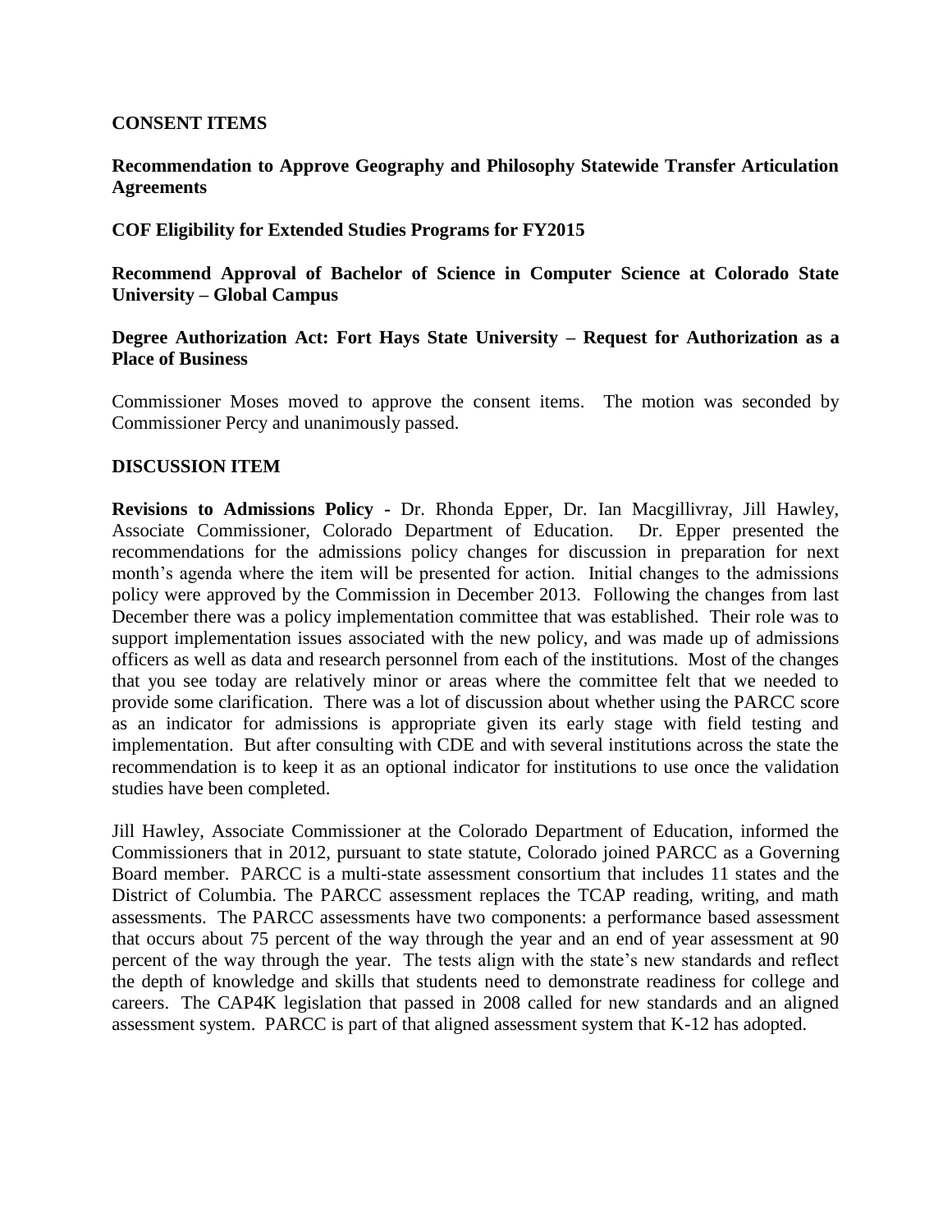## CONSENT ITEMS

**Recommendation to Approve Geography and Philosophy Statewide Transfer Articulation Agreements**

**COF Eligibility for Extended Studies Programs for FY2015**

**Recommend Approval of Bachelor of Science in Computer Science at Colorado State University – Global Campus**

**Degree Authorization Act: Fort Hays State University – Request for Authorization as a Place of Business**

Commissioner Moses moved to approve the consent items. The motion was seconded by Commissioner Percy and unanimously passed.

## DISCUSSION ITEM

**Revisions to Admissions Policy -** Dr. Rhonda Epper, Dr. Ian Macgillivray, Jill Hawley, Associate Commissioner, Colorado Department of Education. Dr. Epper presented the recommendations for the admissions policy changes for discussion in preparation for next month's agenda where the item will be presented for action. Initial changes to the admissions policy were approved by the Commission in December 2013. Following the changes from last December there was a policy implementation committee that was established. Their role was to support implementation issues associated with the new policy, and was made up of admissions officers as well as data and research personnel from each of the institutions. Most of the changes that you see today are relatively minor or areas where the committee felt that we needed to provide some clarification. There was a lot of discussion about whether using the PARCC score as an indicator for admissions is appropriate given its early stage with field testing and implementation. But after consulting with CDE and with several institutions across the state the recommendation is to keep it as an optional indicator for institutions to use once the validation studies have been completed.

Jill Hawley, Associate Commissioner at the Colorado Department of Education, informed the Commissioners that in 2012, pursuant to state statute, Colorado joined PARCC as a Governing Board member. PARCC is a multi-state assessment consortium that includes 11 states and the District of Columbia. The PARCC assessment replaces the TCAP reading, writing, and math assessments. The PARCC assessments have two components: a performance based assessment that occurs about 75 percent of the way through the year and an end of year assessment at 90 percent of the way through the year. The tests align with the state's new standards and reflect the depth of knowledge and skills that students need to demonstrate readiness for college and careers. The CAP4K legislation that passed in 2008 called for new standards and an aligned assessment system. PARCC is part of that aligned assessment system that K-12 has adopted.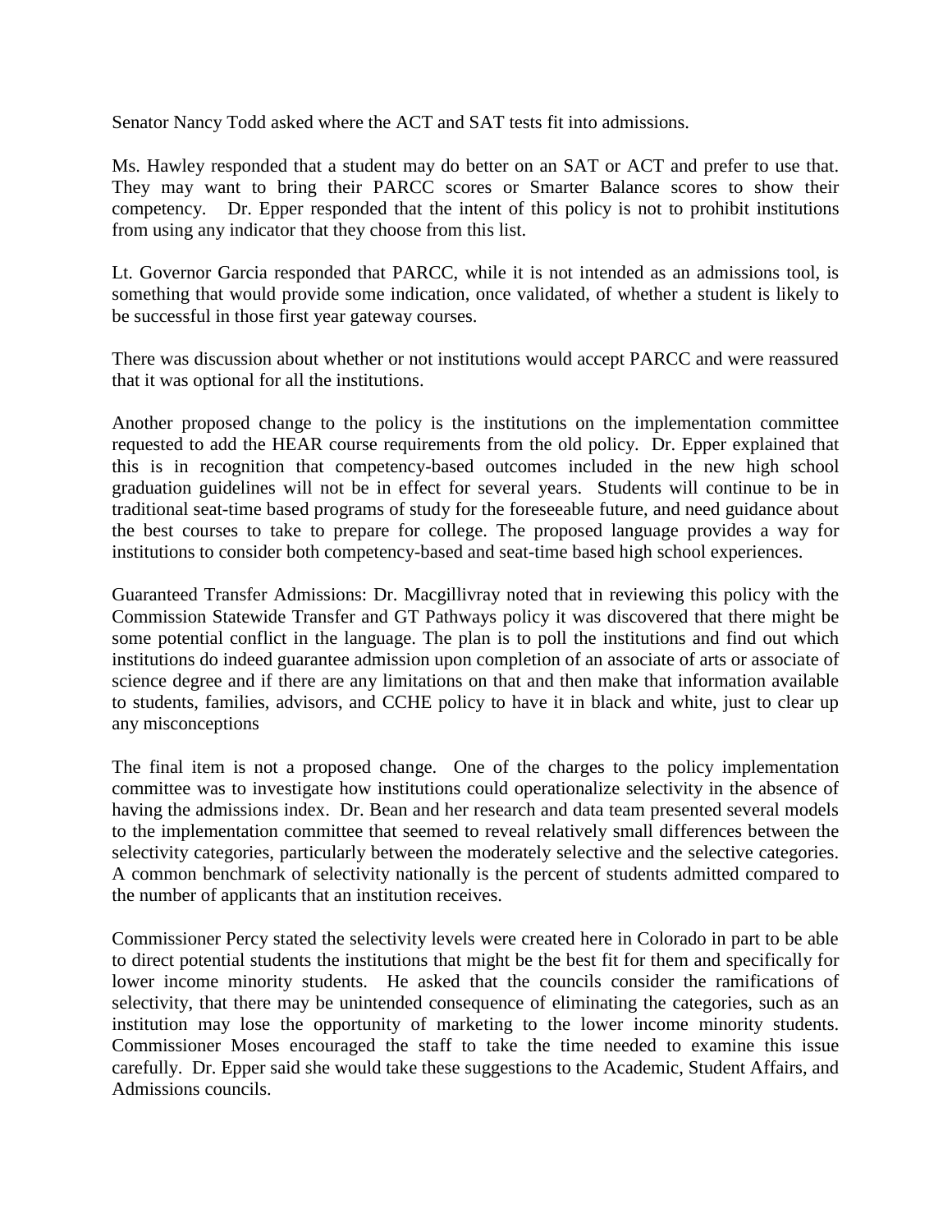Senator Nancy Todd asked where the ACT and SAT tests fit into admissions.

Ms. Hawley responded that a student may do better on an SAT or ACT and prefer to use that. They may want to bring their PARCC scores or Smarter Balance scores to show their competency. Dr. Epper responded that the intent of this policy is not to prohibit institutions from using any indicator that they choose from this list.

Lt. Governor Garcia responded that PARCC, while it is not intended as an admissions tool, is something that would provide some indication, once validated, of whether a student is likely to be successful in those first year gateway courses.

There was discussion about whether or not institutions would accept PARCC and were reassured that it was optional for all the institutions.

Another proposed change to the policy is the institutions on the implementation committee requested to add the HEAR course requirements from the old policy. Dr. Epper explained that this is in recognition that competency-based outcomes included in the new high school graduation guidelines will not be in effect for several years. Students will continue to be in traditional seat-time based programs of study for the foreseeable future, and need guidance about the best courses to take to prepare for college. The proposed language provides a way for institutions to consider both competency-based and seat-time based high school experiences.

Guaranteed Transfer Admissions: Dr. Macgillivray noted that in reviewing this policy with the Commission Statewide Transfer and GT Pathways policy it was discovered that there might be some potential conflict in the language. The plan is to poll the institutions and find out which institutions do indeed guarantee admission upon completion of an associate of arts or associate of science degree and if there are any limitations on that and then make that information available to students, families, advisors, and CCHE policy to have it in black and white, just to clear up any misconceptions

The final item is not a proposed change. One of the charges to the policy implementation committee was to investigate how institutions could operationalize selectivity in the absence of having the admissions index. Dr. Bean and her research and data team presented several models to the implementation committee that seemed to reveal relatively small differences between the selectivity categories, particularly between the moderately selective and the selective categories. A common benchmark of selectivity nationally is the percent of students admitted compared to the number of applicants that an institution receives.

Commissioner Percy stated the selectivity levels were created here in Colorado in part to be able to direct potential students the institutions that might be the best fit for them and specifically for lower income minority students. He asked that the councils consider the ramifications of selectivity, that there may be unintended consequence of eliminating the categories, such as an institution may lose the opportunity of marketing to the lower income minority students. Commissioner Moses encouraged the staff to take the time needed to examine this issue carefully. Dr. Epper said she would take these suggestions to the Academic, Student Affairs, and Admissions councils.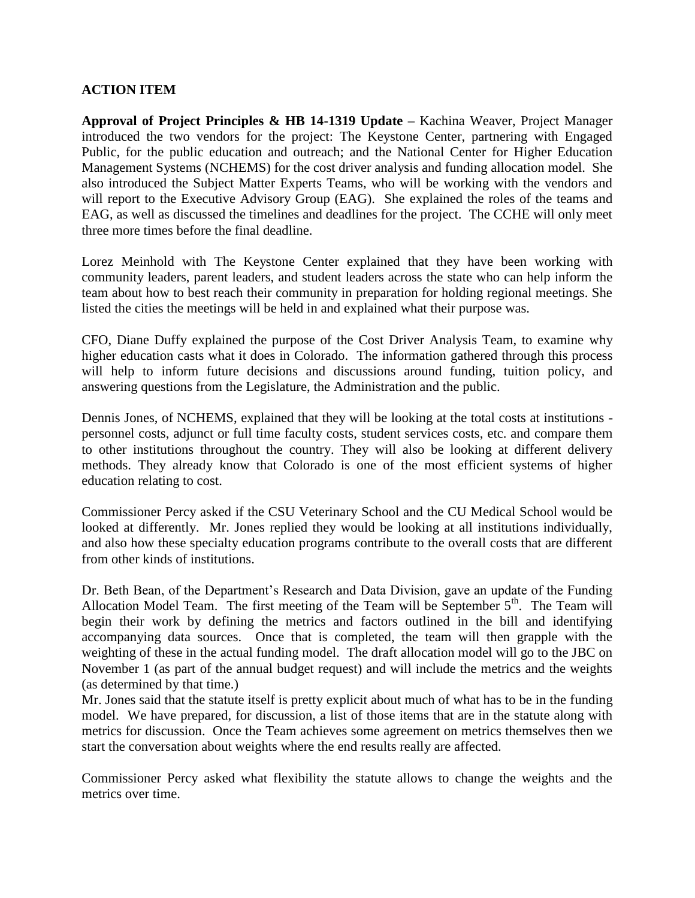**ACTION ITEM**

**Approval of Project Principles & HB 14-1319 Update –** Kachina Weaver, Project Manager introduced the two vendors for the project: The Keystone Center, partnering with Engaged Public, for the public education and outreach; and the National Center for Higher Education Management Systems (NCHEMS) for the cost driver analysis and funding allocation model. She also introduced the Subject Matter Experts Teams, who will be working with the vendors and will report to the Executive Advisory Group (EAG). She explained the roles of the teams and EAG, as well as discussed the timelines and deadlines for the project. The CCHE will only meet three more times before the final deadline.

Lorez Meinhold with The Keystone Center explained that they have been working with community leaders, parent leaders, and student leaders across the state who can help inform the team about how to best reach their community in preparation for holding regional meetings. She listed the cities the meetings will be held in and explained what their purpose was.

CFO, Diane Duffy explained the purpose of the Cost Driver Analysis Team, to examine why higher education casts what it does in Colorado. The information gathered through this process will help to inform future decisions and discussions around funding, tuition policy, and answering questions from the Legislature, the Administration and the public.

Dennis Jones, of NCHEMS, explained that they will be looking at the total costs at institutions - personnel costs, adjunct or full time faculty costs, student services costs, etc. and compare them to other institutions throughout the country. They will also be looking at different delivery methods. They already know that Colorado is one of the most efficient systems of higher education relating to cost.

Commissioner Percy asked if the CSU Veterinary School and the CU Medical School would be looked at differently. Mr. Jones replied they would be looking at all institutions individually, and also how these specialty education programs contribute to the overall costs that are different from other kinds of institutions.

Dr. Beth Bean, of the Department's Research and Data Division, gave an update of the Funding Allocation Model Team. The first meeting of the Team will be September 5th. The Team will begin their work by defining the metrics and factors outlined in the bill and identifying accompanying data sources. Once that is completed, the team will then grapple with the weighting of these in the actual funding model. The draft allocation model will go to the JBC on November 1 (as part of the annual budget request) and will include the metrics and the weights (as determined by that time.)

Mr. Jones said that the statute itself is pretty explicit about much of what has to be in the funding model. We have prepared, for discussion, a list of those items that are in the statute along with metrics for discussion. Once the Team achieves some agreement on metrics themselves then we start the conversation about weights where the end results really are affected.

Commissioner Percy asked what flexibility the statute allows to change the weights and the metrics over time.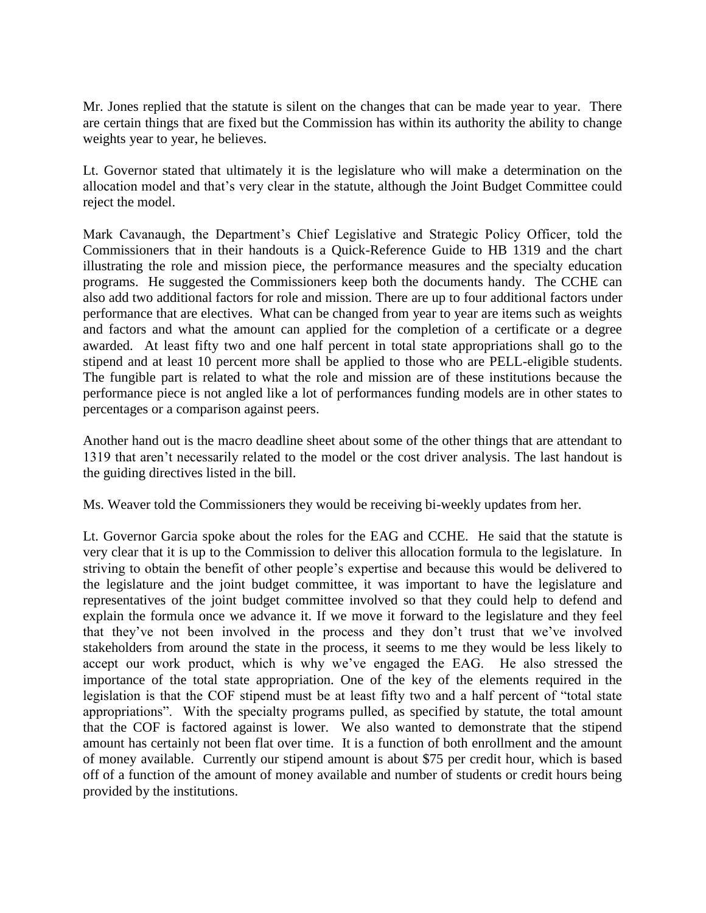Mr. Jones replied that the statute is silent on the changes that can be made year to year. There are certain things that are fixed but the Commission has within its authority the ability to change weights year to year, he believes.

Lt. Governor stated that ultimately it is the legislature who will make a determination on the allocation model and that's very clear in the statute, although the Joint Budget Committee could reject the model.

Mark Cavanaugh, the Department's Chief Legislative and Strategic Policy Officer, told the Commissioners that in their handouts is a Quick-Reference Guide to HB 1319 and the chart illustrating the role and mission piece, the performance measures and the specialty education programs. He suggested the Commissioners keep both the documents handy. The CCHE can also add two additional factors for role and mission. There are up to four additional factors under performance that are electives. What can be changed from year to year are items such as weights and factors and what the amount can applied for the completion of a certificate or a degree awarded. At least fifty two and one half percent in total state appropriations shall go to the stipend and at least 10 percent more shall be applied to those who are PELL-eligible students. The fungible part is related to what the role and mission are of these institutions because the performance piece is not angled like a lot of performances funding models are in other states to percentages or a comparison against peers.

Another hand out is the macro deadline sheet about some of the other things that are attendant to 1319 that aren't necessarily related to the model or the cost driver analysis. The last handout is the guiding directives listed in the bill.

Ms. Weaver told the Commissioners they would be receiving bi-weekly updates from her.

Lt. Governor Garcia spoke about the roles for the EAG and CCHE. He said that the statute is very clear that it is up to the Commission to deliver this allocation formula to the legislature. In striving to obtain the benefit of other people's expertise and because this would be delivered to the legislature and the joint budget committee, it was important to have the legislature and representatives of the joint budget committee involved so that they could help to defend and explain the formula once we advance it. If we move it forward to the legislature and they feel that they've not been involved in the process and they don't trust that we've involved stakeholders from around the state in the process, it seems to me they would be less likely to accept our work product, which is why we've engaged the EAG. He also stressed the importance of the total state appropriation. One of the key of the elements required in the legislation is that the COF stipend must be at least fifty two and a half percent of "total state appropriations". With the specialty programs pulled, as specified by statute, the total amount that the COF is factored against is lower. We also wanted to demonstrate that the stipend amount has certainly not been flat over time. It is a function of both enrollment and the amount of money available. Currently our stipend amount is about $75 per credit hour, which is based off of a function of the amount of money available and number of students or credit hours being provided by the institutions.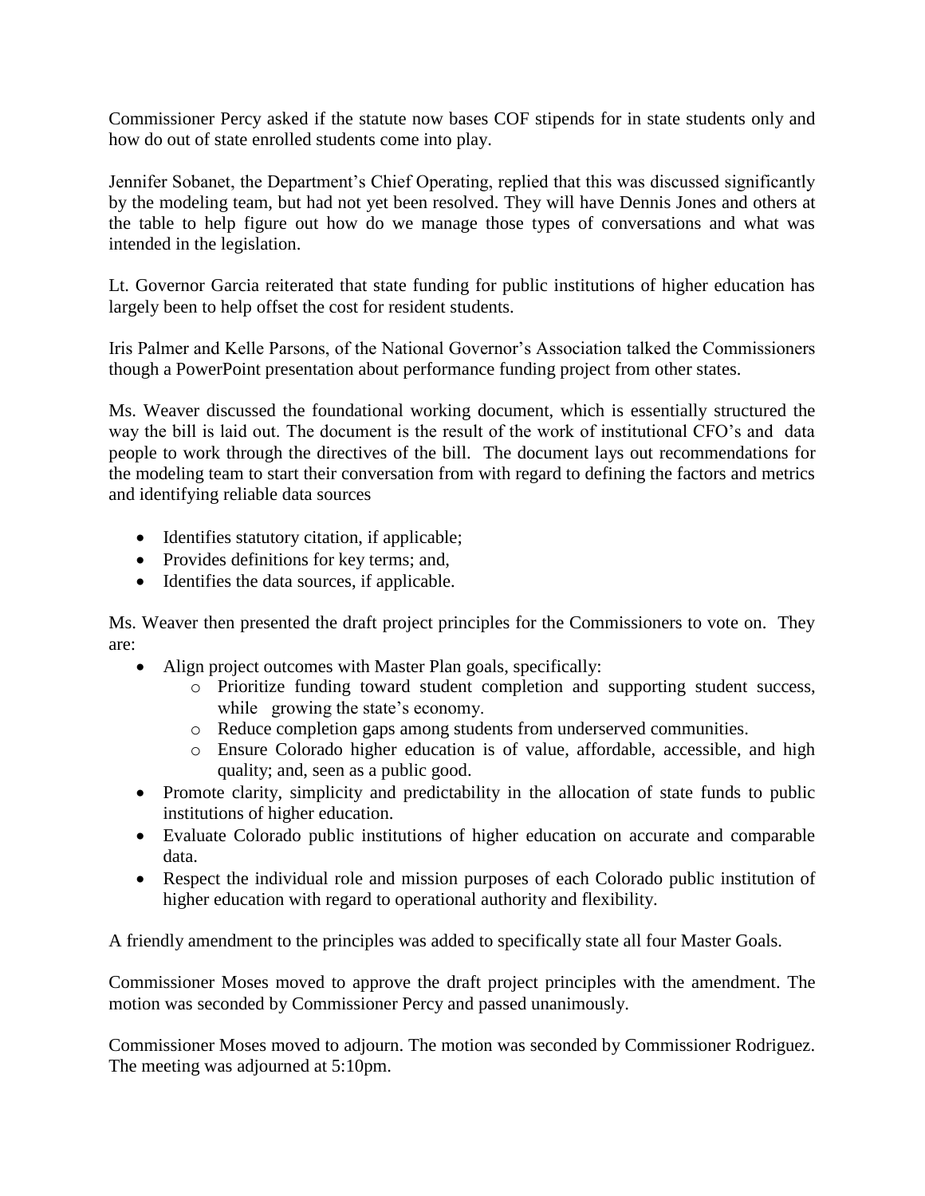Commissioner Percy asked if the statute now bases COF stipends for in state students only and how do out of state enrolled students come into play.

Jennifer Sobanet, the Department's Chief Operating, replied that this was discussed significantly by the modeling team, but had not yet been resolved. They will have Dennis Jones and others at the table to help figure out how do we manage those types of conversations and what was intended in the legislation.

Lt. Governor Garcia reiterated that state funding for public institutions of higher education has largely been to help offset the cost for resident students.

Iris Palmer and Kelle Parsons, of the National Governor's Association talked the Commissioners though a PowerPoint presentation about performance funding project from other states.

Ms. Weaver discussed the foundational working document, which is essentially structured the way the bill is laid out. The document is the result of the work of institutional CFO's and data people to work through the directives of the bill. The document lays out recommendations for the modeling team to start their conversation from with regard to defining the factors and metrics and identifying reliable data sources

- Identifies statutory citation, if applicable;
- Provides definitions for key terms; and,
- Identifies the data sources, if applicable.

Ms. Weaver then presented the draft project principles for the Commissioners to vote on. They are:

- Align project outcomes with Master Plan goals, specifically:
  - Prioritize funding toward student completion and supporting student success, while growing the state's economy.
  - Reduce completion gaps among students from underserved communities.
  - Ensure Colorado higher education is of value, affordable, accessible, and high quality; and, seen as a public good.
- Promote clarity, simplicity and predictability in the allocation of state funds to public institutions of higher education.
- Evaluate Colorado public institutions of higher education on accurate and comparable data.
- Respect the individual role and mission purposes of each Colorado public institution of higher education with regard to operational authority and flexibility.

A friendly amendment to the principles was added to specifically state all four Master Goals.

Commissioner Moses moved to approve the draft project principles with the amendment. The motion was seconded by Commissioner Percy and passed unanimously.

Commissioner Moses moved to adjourn. The motion was seconded by Commissioner Rodriguez. The meeting was adjourned at 5:10pm.